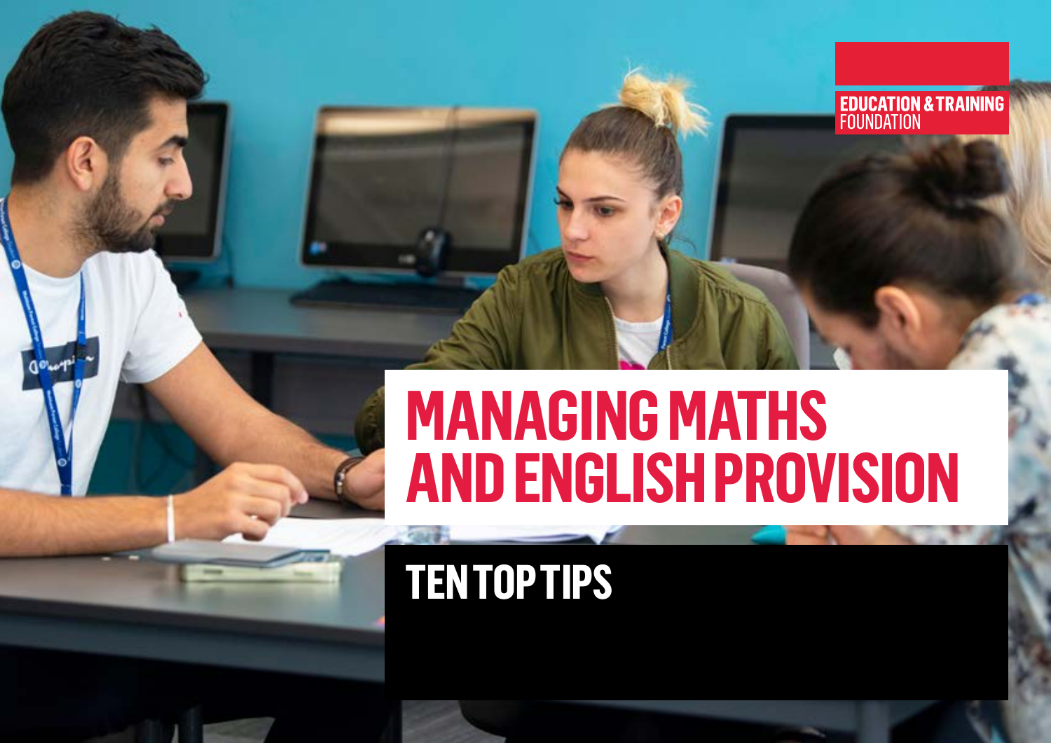EDUCATION & TRAINING FOUNDATION

# MANAGING MATHS AND ENGLISH PROVISION

## TEN TOP TIPS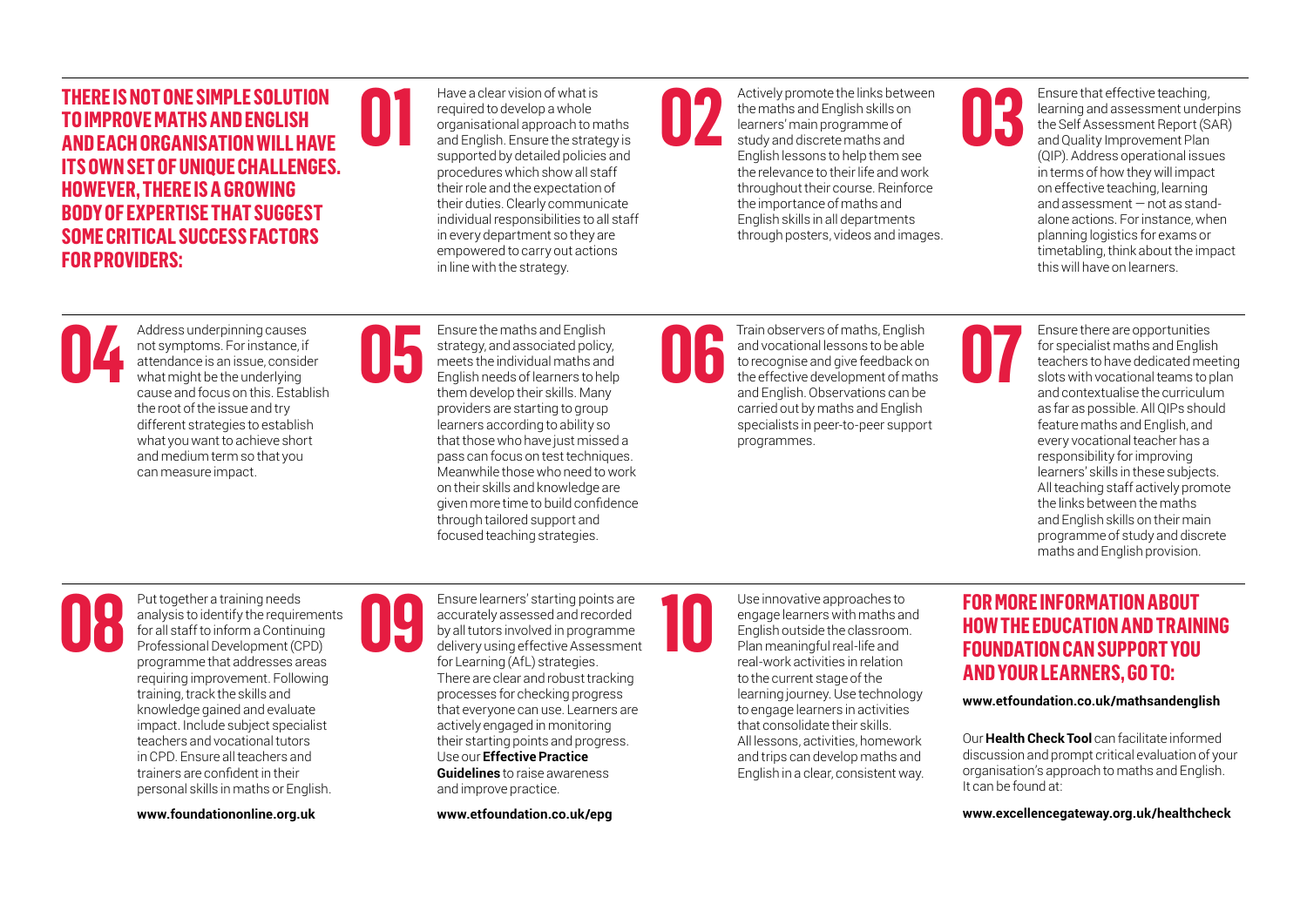## THERE IS NOT ONE SIMPLE SOLUTION TO IMPROVE MATHS AND ENGLISH AND EACH ORGANISATION WILL HAVE ITS OWN SET OF UNIQUE CHALLENGES. HOWEVER, THERE IS A GROWING BODY OF EXPERTISE THAT SUGGEST SOME CRITICAL SUCCESS FACTORS FOR PROVIDERS:

**01**

Have a clear vision of what is required to develop a whole organisational approach to maths and English. Ensure the strategy is supported by detailed policies and procedures which show all staff their role and the expectation of their duties. Clearly communicate individual responsibilities to all staff in every department so they are empowered to carry out actions in line with the strategy.

**02**

Actively promote the links between the maths and English skills on learners' main programme of study and discrete maths and English lessons to help them see the relevance to their life and work throughout their course. Reinforce the importance of maths and English skills in all departments through posters, videos and images.

**03**

Ensure that effective teaching, learning and assessment underpins the Self Assessment Report (SAR) and Quality Improvement Plan (QIP). Address operational issues in terms of how they will impact on effective teaching, learning and assessment — not as stand-alone actions. For instance, when planning logistics for exams or timetabling, think about the impact this will have on learners.

**04**

Address underpinning causes not symptoms. For instance, if attendance is an issue, consider what might be the underlying cause and focus on this. Establish the root of the issue and try different strategies to establish what you want to achieve short and medium term so that you can measure impact.

**05**

Ensure the maths and English strategy, and associated policy, meets the individual maths and English needs of learners to help them develop their skills. Many providers are starting to group learners according to ability so that those who have just missed a pass can focus on test techniques. Meanwhile those who need to work on their skills and knowledge are given more time to build confidence through tailored support and focused teaching strategies.

**06**

Train observers of maths, English and vocational lessons to be able to recognise and give feedback on the effective development of maths and English. Observations can be carried out by maths and English specialists in peer-to-peer support programmes.

**07**

Ensure there are opportunities for specialist maths and English teachers to have dedicated meeting slots with vocational teams to plan and contextualise the curriculum as far as possible. All QIPs should feature maths and English, and every vocational teacher has a responsibility for improving learners' skills in these subjects. All teaching staff actively promote the links between the maths and English skills on their main programme of study and discrete maths and English provision.

**08**

Put together a training needs analysis to identify the requirements for all staff to inform a Continuing Professional Development (CPD) programme that addresses areas requiring improvement. Following training, track the skills and knowledge gained and evaluate impact. Include subject specialist teachers and vocational tutors in CPD. Ensure all teachers and trainers are confident in their personal skills in maths or English.

**www.foundationonline.org.uk**

**09**

Ensure learners' starting points are accurately assessed and recorded by all tutors involved in programme delivery using effective Assessment for Learning (AfL) strategies. There are clear and robust tracking processes for checking progress that everyone can use. Learners are actively engaged in monitoring their starting points and progress. Use our **Effective Practice Guidelines** to raise awareness and improve practice.

**www.etfoundation.co.uk/epg**

**10**

Use innovative approaches to engage learners with maths and English outside the classroom. Plan meaningful real-life and real-work activities in relation to the current stage of the learning journey. Use technology to engage learners in activities that consolidate their skills. All lessons, activities, homework and trips can develop maths and English in a clear, consistent way.

## FOR MORE INFORMATION ABOUT HOW THE EDUCATION AND TRAINING FOUNDATION CAN SUPPORT YOU AND YOUR LEARNERS, GO TO:

**www.etfoundation.co.uk/mathsandenglish**

Our **Health Check Tool** can facilitate informed discussion and prompt critical evaluation of your organisation's approach to maths and English. It can be found at:

**www.excellencegateway.org.uk/healthcheck**